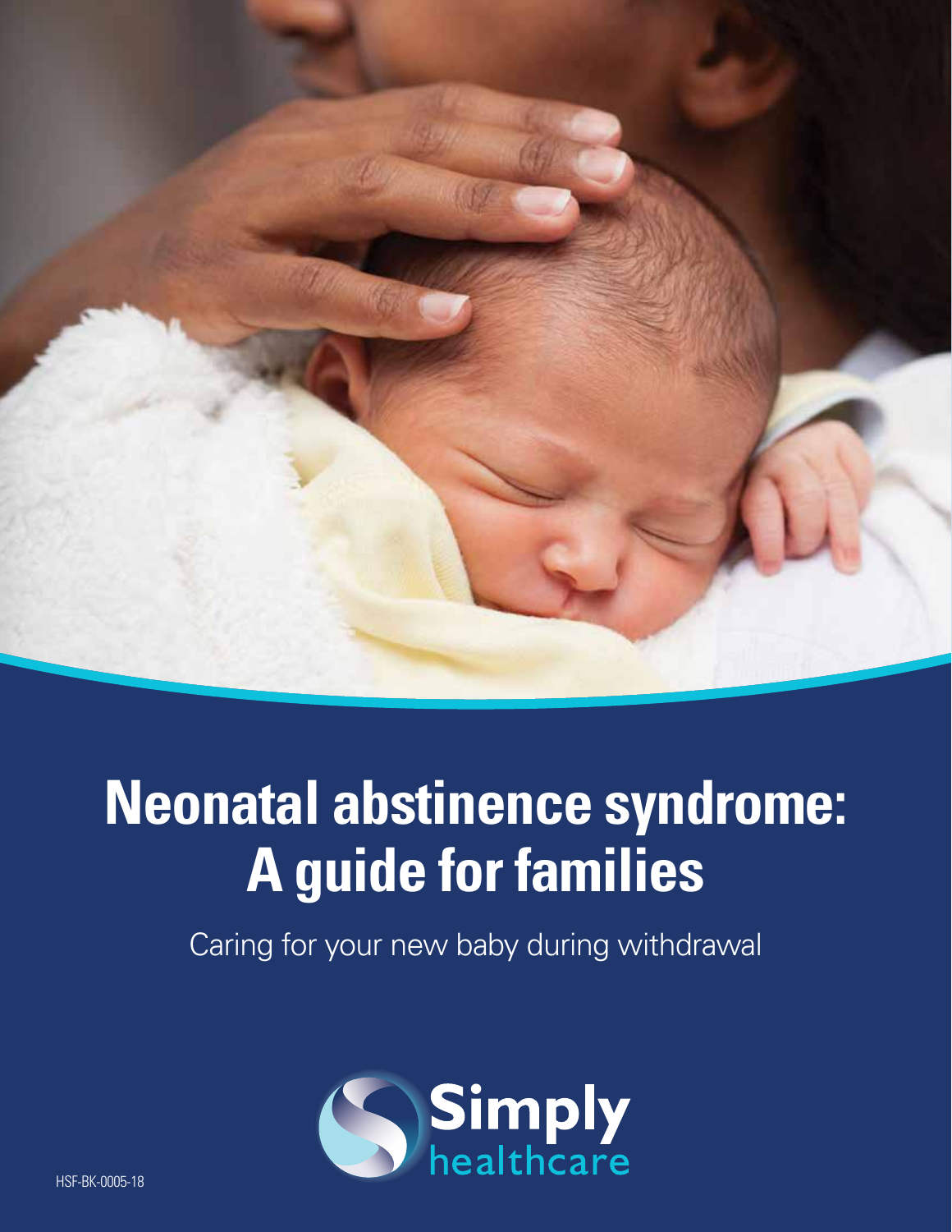# Neonatal abstinence syndrome: A guide for families

Caring for your new baby during withdrawal

Simply healthcare

HSF-BK-0005-18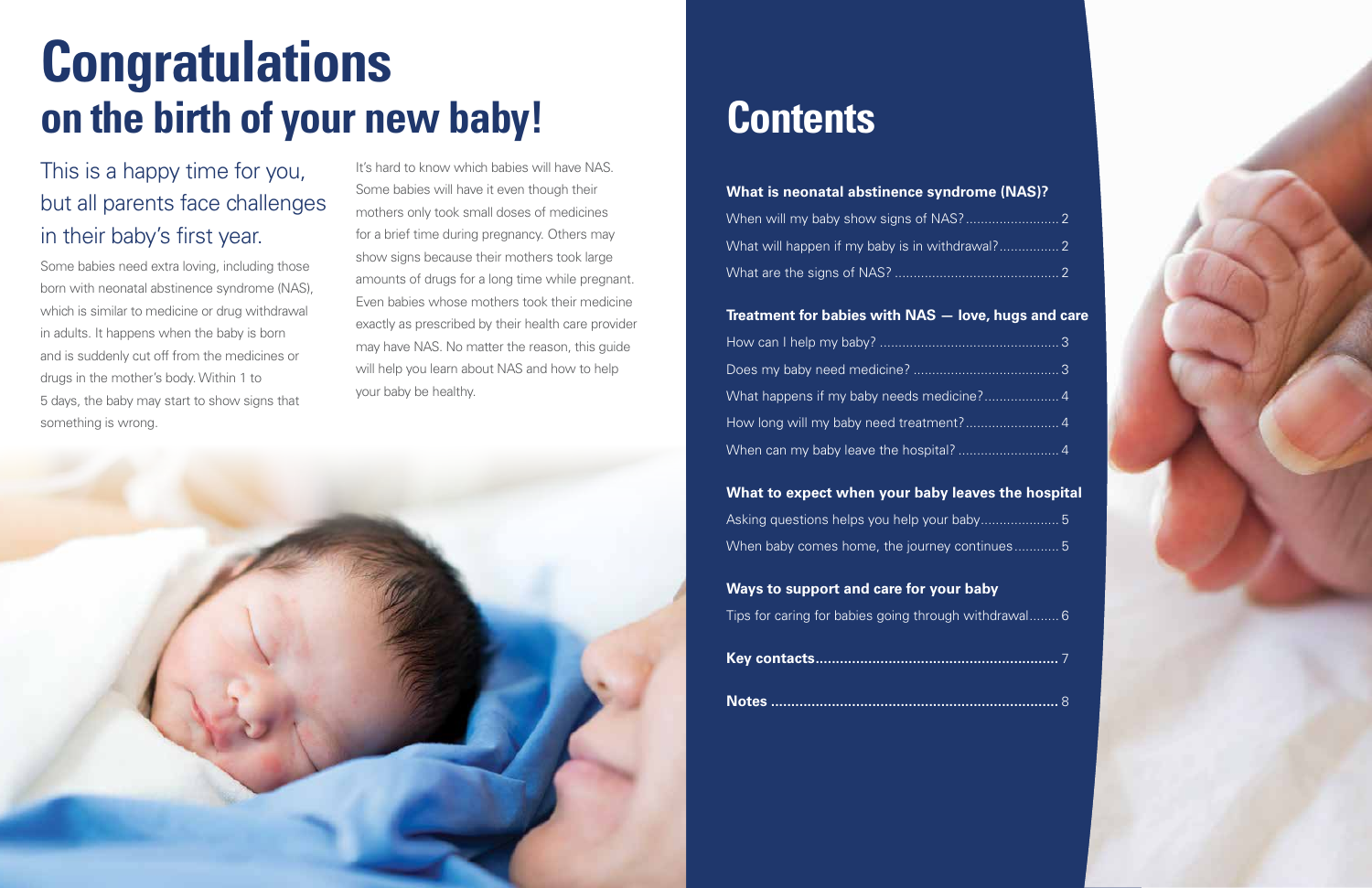# Congratulations
## on the birth of your new baby!

### This is a happy time for you, but all parents face challenges in their baby's first year.

Some babies need extra loving, including those born with neonatal abstinence syndrome (NAS), which is similar to medicine or drug withdrawal in adults. It happens when the baby is born and is suddenly cut off from the medicines or drugs in the mother's body. Within 1 to 5 days, the baby may start to show signs that something is wrong.

It's hard to know which babies will have NAS. Some babies will have it even though their mothers only took small doses of medicines for a brief time during pregnancy. Others may show signs because their mothers took large amounts of drugs for a long time while pregnant. Even babies whose mothers took their medicine exactly as prescribed by their health care provider may have NAS. No matter the reason, this guide will help you learn about NAS and how to help your baby be healthy.

# Contents

**What is neonatal abstinence syndrome (NAS)?**

When will my baby show signs of NAS? ........................ 2

What will happen if my baby is in withdrawal? ................ 2

What are the signs of NAS? ........................................... 2

**Treatment for babies with NAS — love, hugs and care**

How can I help my baby? ............................................... 3

Does my baby need medicine? ...................................... 3

What happens if my baby needs medicine? .................... 4

How long will my baby need treatment? ......................... 4

When can my baby leave the hospital? ........................... 4

**What to expect when your baby leaves the hospital**

Asking questions helps you help your baby ..................... 5

When baby comes home, the journey continues ............ 5

**Ways to support and care for your baby**

Tips for caring for babies going through withdrawal ........ 6

**Key contacts** .......................................................... 7

**Notes** ..................................................................... 8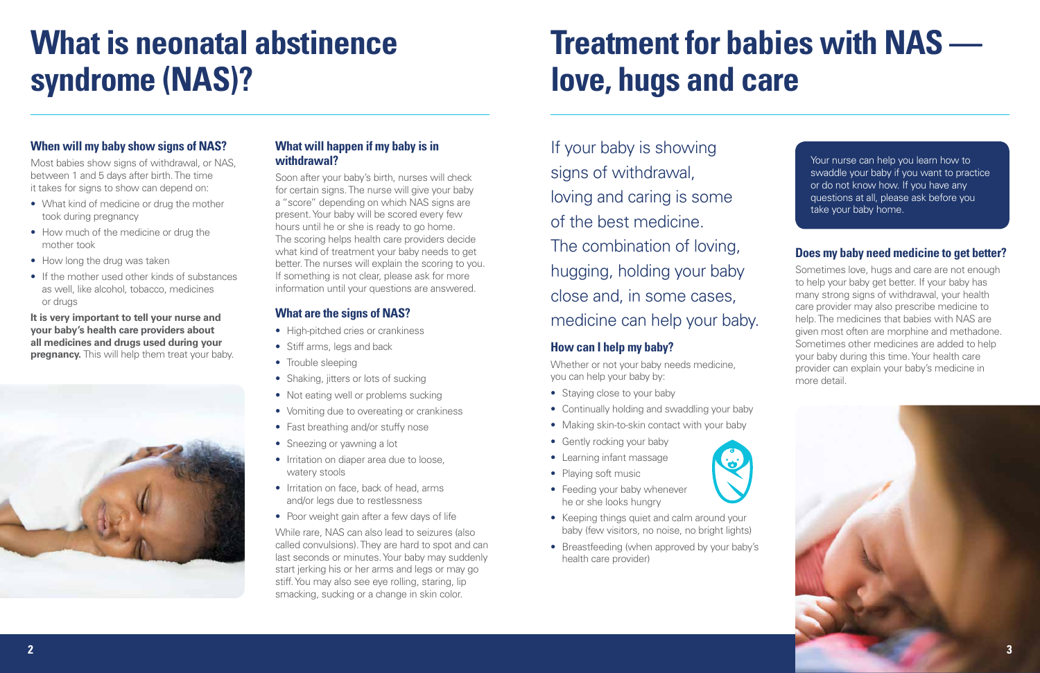# What is neonatal abstinence syndrome (NAS)?

### When will my baby show signs of NAS?

Most babies show signs of withdrawal, or NAS, between 1 and 5 days after birth. The time it takes for signs to show can depend on:

- What kind of medicine or drug the mother took during pregnancy
- How much of the medicine or drug the mother took
- How long the drug was taken
- If the mother used other kinds of substances as well, like alcohol, tobacco, medicines or drugs

**It is very important to tell your nurse and your baby's health care providers about all medicines and drugs used during your pregnancy.** This will help them treat your baby.

### What will happen if my baby is in withdrawal?

Soon after your baby's birth, nurses will check for certain signs. The nurse will give your baby a "score" depending on which NAS signs are present. Your baby will be scored every few hours until he or she is ready to go home. The scoring helps health care providers decide what kind of treatment your baby needs to get better. The nurses will explain the scoring to you. If something is not clear, please ask for more information until your questions are answered.

### What are the signs of NAS?

- High-pitched cries or crankiness
- Stiff arms, legs and back
- Trouble sleeping
- Shaking, jitters or lots of sucking
- Not eating well or problems sucking
- Vomiting due to overeating or crankiness
- Fast breathing and/or stuffy nose
- Sneezing or yawning a lot
- Irritation on diaper area due to loose, watery stools
- Irritation on face, back of head, arms and/or legs due to restlessness
- Poor weight gain after a few days of life

While rare, NAS can also lead to seizures (also called convulsions). They are hard to spot and can last seconds or minutes. Your baby may suddenly start jerking his or her arms and legs or may go stiff. You may also see eye rolling, staring, lip smacking, sucking or a change in skin color.

# Treatment for babies with NAS — love, hugs and care

If your baby is showing signs of withdrawal, loving and caring is some of the best medicine. The combination of loving, hugging, holding your baby close and, in some cases, medicine can help your baby.

### How can I help my baby?

Whether or not your baby needs medicine, you can help your baby by:

- Staying close to your baby
- Continually holding and swaddling your baby
- Making skin-to-skin contact with your baby
- Gently rocking your baby
- Learning infant massage
- Playing soft music
- Feeding your baby whenever he or she looks hungry
- Keeping things quiet and calm around your baby (few visitors, no noise, no bright lights)
- Breastfeeding (when approved by your baby's health care provider)

Your nurse can help you learn how to swaddle your baby if you want to practice or do not know how. If you have any questions at all, please ask before you take your baby home.

### Does my baby need medicine to get better?

Sometimes love, hugs and care are not enough to help your baby get better. If your baby has many strong signs of withdrawal, your health care provider may also prescribe medicine to help. The medicines that babies with NAS are given most often are morphine and methadone. Sometimes other medicines are added to help your baby during this time. Your health care provider can explain your baby's medicine in more detail.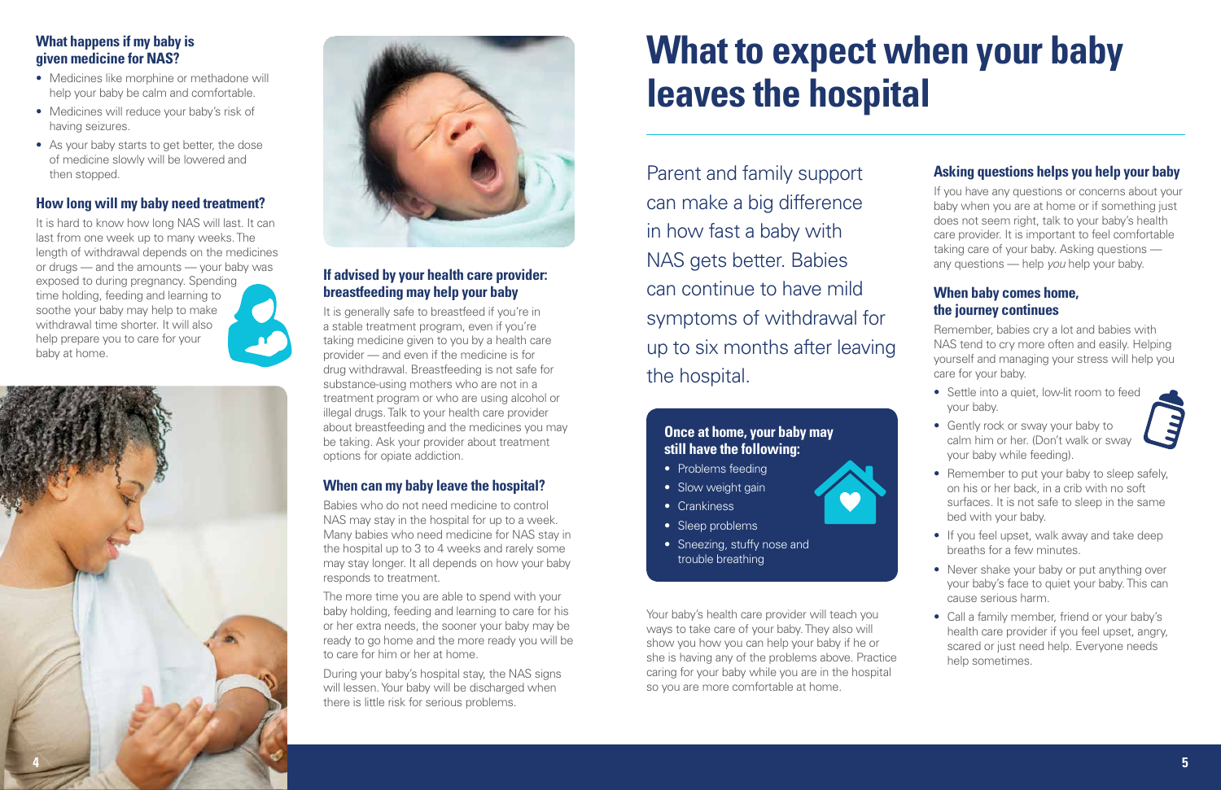### What happens if my baby is given medicine for NAS?

- Medicines like morphine or methadone will help your baby be calm and comfortable.
- Medicines will reduce your baby's risk of having seizures.
- As your baby starts to get better, the dose of medicine slowly will be lowered and then stopped.

### How long will my baby need treatment?

It is hard to know how long NAS will last. It can last from one week up to many weeks. The length of withdrawal depends on the medicines or drugs — and the amounts — your baby was exposed to during pregnancy. Spending time holding, feeding and learning to soothe your baby may help to make withdrawal time shorter. It will also help prepare you to care for your baby at home.

### If advised by your health care provider: breastfeeding may help your baby

It is generally safe to breastfeed if you're in a stable treatment program, even if you're taking medicine given to you by a health care provider — and even if the medicine is for drug withdrawal. Breastfeeding is not safe for substance-using mothers who are not in a treatment program or who are using alcohol or illegal drugs. Talk to your health care provider about breastfeeding and the medicines you may be taking. Ask your provider about treatment options for opiate addiction.

### When can my baby leave the hospital?

Babies who do not need medicine to control NAS may stay in the hospital for up to a week. Many babies who need medicine for NAS stay in the hospital up to 3 to 4 weeks and rarely some may stay longer. It all depends on how your baby responds to treatment.

The more time you are able to spend with your baby holding, feeding and learning to care for his or her extra needs, the sooner your baby may be ready to go home and the more ready you will be to care for him or her at home.

During your baby's hospital stay, the NAS signs will lessen. Your baby will be discharged when there is little risk for serious problems.

# What to expect when your baby leaves the hospital

Parent and family support can make a big difference in how fast a baby with NAS gets better. Babies can continue to have mild symptoms of withdrawal for up to six months after leaving the hospital.

**Once at home, your baby may still have the following:**

- Problems feeding
- Slow weight gain
- Crankiness
- Sleep problems
- Sneezing, stuffy nose and trouble breathing

Your baby's health care provider will teach you ways to take care of your baby. They also will show you how you can help your baby if he or she is having any of the problems above. Practice caring for your baby while you are in the hospital so you are more comfortable at home.

### Asking questions helps you help your baby

If you have any questions or concerns about your baby when you are at home or if something just does not seem right, talk to your baby's health care provider. It is important to feel comfortable taking care of your baby. Asking questions — any questions — help *you* help your baby.

### When baby comes home, the journey continues

Remember, babies cry a lot and babies with NAS tend to cry more often and easily. Helping yourself and managing your stress will help you care for your baby.

- Settle into a quiet, low-lit room to feed your baby.
- Gently rock or sway your baby to calm him or her. (Don't walk or sway your baby while feeding).
- Remember to put your baby to sleep safely, on his or her back, in a crib with no soft surfaces. It is not safe to sleep in the same bed with your baby.
- If you feel upset, walk away and take deep breaths for a few minutes.
- Never shake your baby or put anything over your baby's face to quiet your baby. This can cause serious harm.
- Call a family member, friend or your baby's health care provider if you feel upset, angry, scared or just need help. Everyone needs help sometimes.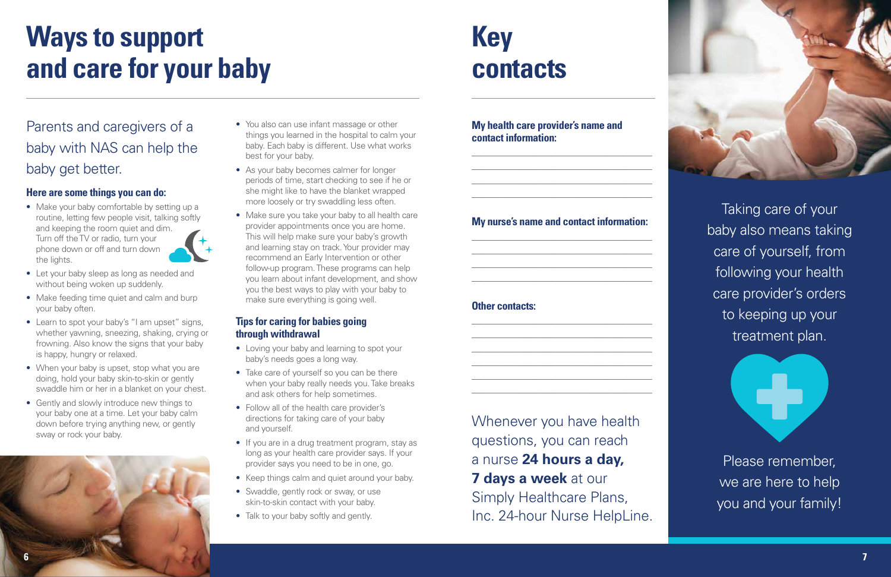# Ways to support and care for your baby

Parents and caregivers of a baby with NAS can help the baby get better.

### Here are some things you can do:

- Make your baby comfortable by setting up a routine, letting few people visit, talking softly and keeping the room quiet and dim. Turn off the TV or radio, turn your phone down or off and turn down the lights.
- Let your baby sleep as long as needed and without being woken up suddenly.
- Make feeding time quiet and calm and burp your baby often.
- Learn to spot your baby's "I am upset" signs, whether yawning, sneezing, shaking, crying or frowning. Also know the signs that your baby is happy, hungry or relaxed.
- When your baby is upset, stop what you are doing, hold your baby skin-to-skin or gently swaddle him or her in a blanket on your chest.
- Gently and slowly introduce new things to your baby one at a time. Let your baby calm down before trying anything new, or gently sway or rock your baby.
- You also can use infant massage or other things you learned in the hospital to calm your baby. Each baby is different. Use what works best for your baby.
- As your baby becomes calmer for longer periods of time, start checking to see if he or she might like to have the blanket wrapped more loosely or try swaddling less often.
- Make sure you take your baby to all health care provider appointments once you are home. This will help make sure your baby's growth and learning stay on track. Your provider may recommend an Early Intervention or other follow-up program. These programs can help you learn about infant development, and show you the best ways to play with your baby to make sure everything is going well.

### Tips for caring for babies going through withdrawal

- Loving your baby and learning to spot your baby's needs goes a long way.
- Take care of yourself so you can be there when your baby really needs you. Take breaks and ask others for help sometimes.
- Follow all of the health care provider's directions for taking care of your baby and yourself.
- If you are in a drug treatment program, stay as long as your health care provider says. If your provider says you need to be in one, go.
- Keep things calm and quiet around your baby.
- Swaddle, gently rock or sway, or use skin-to-skin contact with your baby.
- Talk to your baby softly and gently.

# Key contacts

**My health care provider's name and contact information:**

______________________________

______________________________

______________________________

______________________________

**My nurse's name and contact information:**

______________________________

______________________________

______________________________

______________________________

**Other contacts:**

______________________________

______________________________

______________________________

______________________________

______________________________

______________________________

Whenever you have health questions, you can reach a nurse **24 hours a day, 7 days a week** at our Simply Healthcare Plans, Inc. 24-hour Nurse HelpLine.

Taking care of your baby also means taking care of yourself, from following your health care provider's orders to keeping up your treatment plan.

Please remember, we are here to help you and your family!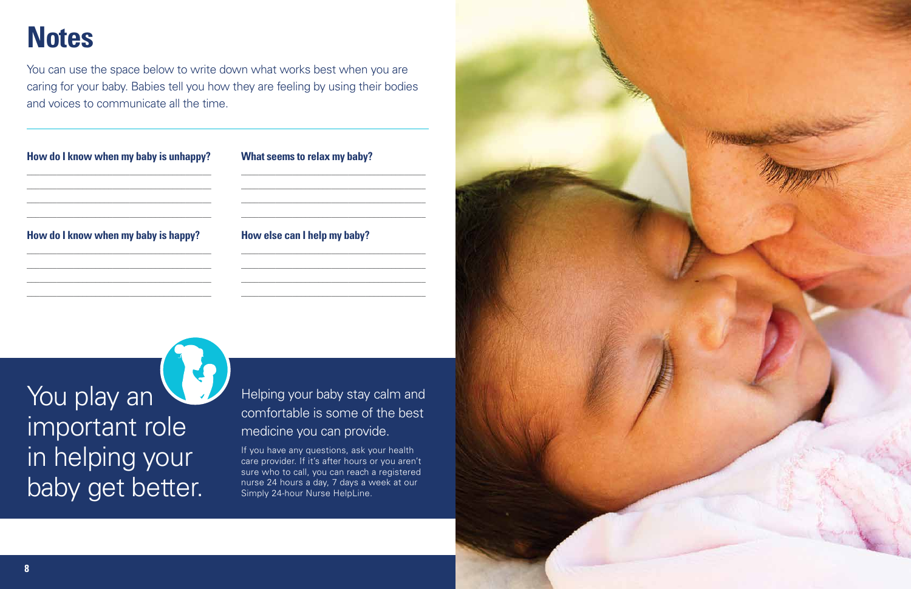# Notes

You can use the space below to write down what works best when you are caring for your baby. Babies tell you how they are feeling by using their bodies and voices to communicate all the time.

**How do I know when my baby is unhappy?**

**What seems to relax my baby?**

**How do I know when my baby is happy?**

**How else can I help my baby?**

You play an important role in helping your baby get better.

Helping your baby stay calm and comfortable is some of the best medicine you can provide.

If you have any questions, ask your health care provider. If it's after hours or you aren't sure who to call, you can reach a registered nurse 24 hours a day, 7 days a week at our Simply 24-hour Nurse HelpLine.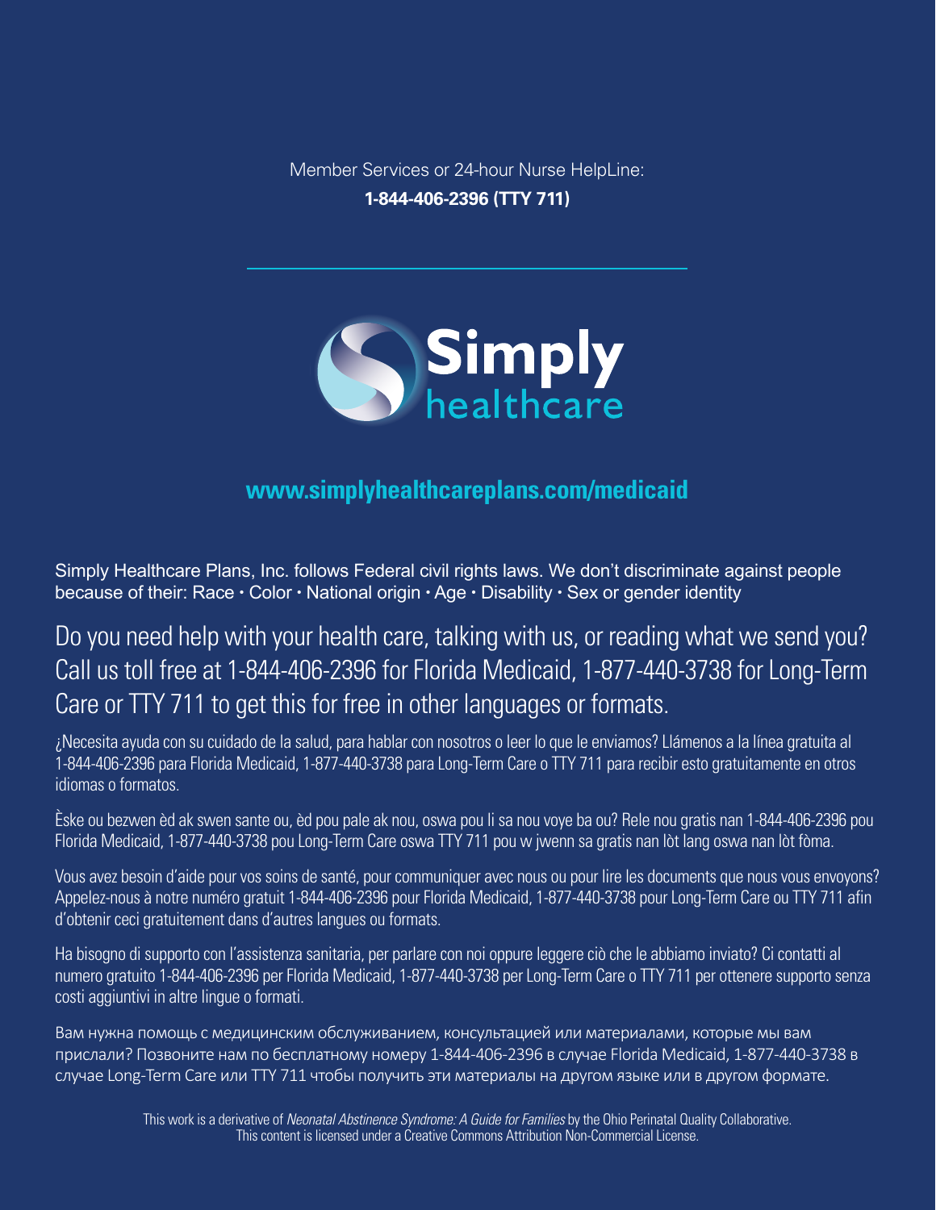Member Services or 24-hour Nurse HelpLine:

**1-844-406-2396 (TTY 711)**

Simply healthcare

**www.simplyhealthcareplans.com/medicaid**

Simply Healthcare Plans, Inc. follows Federal civil rights laws. We don't discriminate against people because of their: Race • Color • National origin • Age • Disability • Sex or gender identity

Do you need help with your health care, talking with us, or reading what we send you? Call us toll free at 1-844-406-2396 for Florida Medicaid, 1-877-440-3738 for Long-Term Care or TTY 711 to get this for free in other languages or formats.

¿Necesita ayuda con su cuidado de la salud, para hablar con nosotros o leer lo que le enviamos? Llámenos a la línea gratuita al 1-844-406-2396 para Florida Medicaid, 1-877-440-3738 para Long-Term Care o TTY 711 para recibir esto gratuitamente en otros idiomas o formatos.

Èske ou bezwen èd ak swen sante ou, èd pou pale ak nou, oswa pou li sa nou voye ba ou? Rele nou gratis nan 1-844-406-2396 pou Florida Medicaid, 1-877-440-3738 pou Long-Term Care oswa TTY 711 pou w jwenn sa gratis nan lòt lang oswa nan lòt fòma.

Vous avez besoin d'aide pour vos soins de santé, pour communiquer avec nous ou pour lire les documents que nous vous envoyons? Appelez-nous à notre numéro gratuit 1-844-406-2396 pour Florida Medicaid, 1-877-440-3738 pour Long-Term Care ou TTY 711 afin d'obtenir ceci gratuitement dans d'autres langues ou formats.

Ha bisogno di supporto con l'assistenza sanitaria, per parlare con noi oppure leggere ciò che le abbiamo inviato? Ci contatti al numero gratuito 1-844-406-2396 per Florida Medicaid, 1-877-440-3738 per Long-Term Care o TTY 711 per ottenere supporto senza costi aggiuntivi in altre lingue o formati.

Вам нужна помощь с медицинским обслуживанием, консультацией или материалами, которые мы вам прислали? Позвоните нам по бесплатному номеру 1-844-406-2396 в случае Florida Medicaid, 1-877-440-3738 в случае Long-Term Care или TTY 711 чтобы получить эти материалы на другом языке или в другом формате.

This work is a derivative of *Neonatal Abstinence Syndrome: A Guide for Families* by the Ohio Perinatal Quality Collaborative. This content is licensed under a Creative Commons Attribution Non-Commercial License.